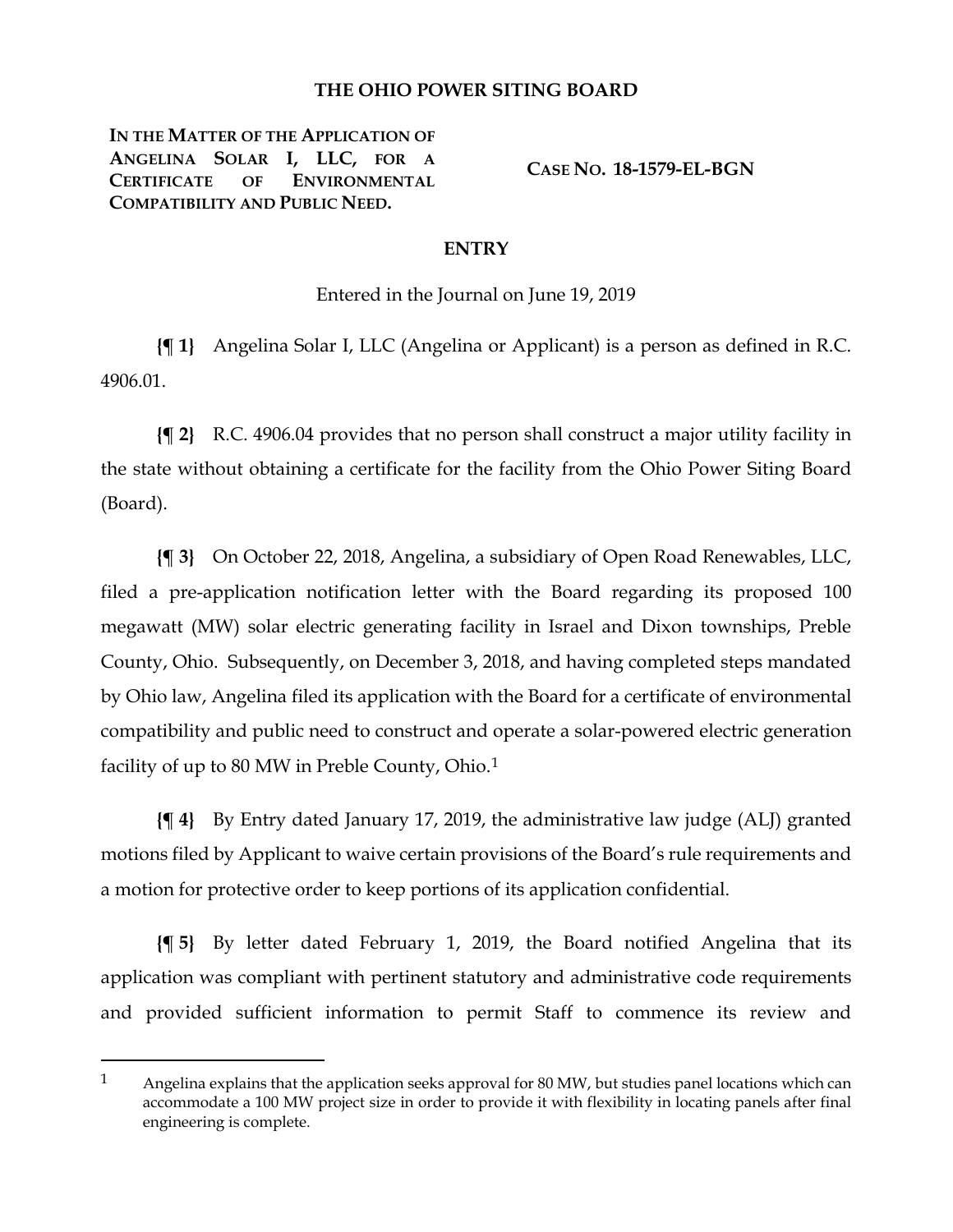# THE OHIO POWER SITING BOARD

**IN THE MATTER OF THE APPLICATION OF ANGELINA SOLAR I, LLC, FOR A CERTIFICATE OF ENVIRONMENTAL COMPATIBILITY AND PUBLIC NEED.**

**CASE NO. 18-1579-EL-BGN**

## ENTRY

Entered in the Journal on June 19, 2019

**{¶ 1}** Angelina Solar I, LLC (Angelina or Applicant) is a person as defined in R.C. 4906.01.

**{¶ 2}** R.C. 4906.04 provides that no person shall construct a major utility facility in the state without obtaining a certificate for the facility from the Ohio Power Siting Board (Board).

**{¶ 3}** On October 22, 2018, Angelina, a subsidiary of Open Road Renewables, LLC, filed a pre-application notification letter with the Board regarding its proposed 100 megawatt (MW) solar electric generating facility in Israel and Dixon townships, Preble County, Ohio. Subsequently, on December 3, 2018, and having completed steps mandated by Ohio law, Angelina filed its application with the Board for a certificate of environmental compatibility and public need to construct and operate a solar-powered electric generation facility of up to 80 MW in Preble County, Ohio.[1]

**{¶ 4}** By Entry dated January 17, 2019, the administrative law judge (ALJ) granted motions filed by Applicant to waive certain provisions of the Board's rule requirements and a motion for protective order to keep portions of its application confidential.

**{¶ 5}** By letter dated February 1, 2019, the Board notified Angelina that its application was compliant with pertinent statutory and administrative code requirements and provided sufficient information to permit Staff to commence its review and

---

[1] Angelina explains that the application seeks approval for 80 MW, but studies panel locations which can accommodate a 100 MW project size in order to provide it with flexibility in locating panels after final engineering is complete.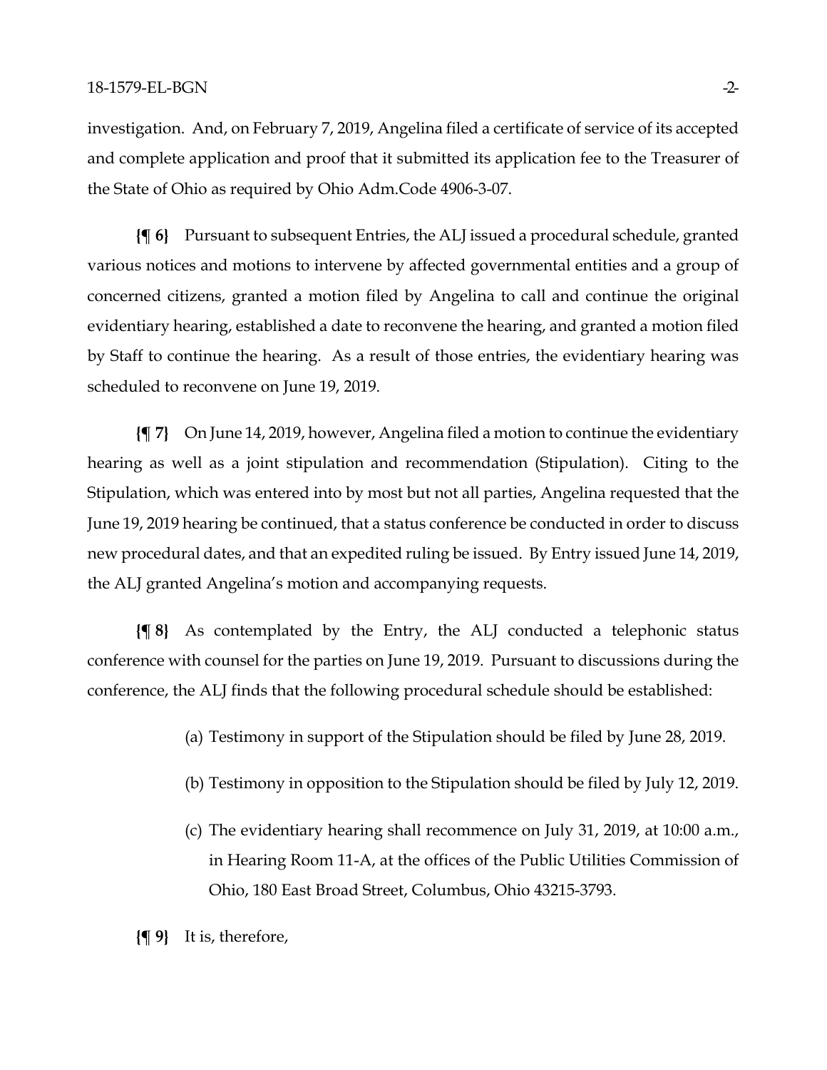investigation. And, on February 7, 2019, Angelina filed a certificate of service of its accepted and complete application and proof that it submitted its application fee to the Treasurer of the State of Ohio as required by Ohio Adm.Code 4906-3-07.

**{¶ 6}** Pursuant to subsequent Entries, the ALJ issued a procedural schedule, granted various notices and motions to intervene by affected governmental entities and a group of concerned citizens, granted a motion filed by Angelina to call and continue the original evidentiary hearing, established a date to reconvene the hearing, and granted a motion filed by Staff to continue the hearing. As a result of those entries, the evidentiary hearing was scheduled to reconvene on June 19, 2019.

**{¶ 7}** On June 14, 2019, however, Angelina filed a motion to continue the evidentiary hearing as well as a joint stipulation and recommendation (Stipulation). Citing to the Stipulation, which was entered into by most but not all parties, Angelina requested that the June 19, 2019 hearing be continued, that a status conference be conducted in order to discuss new procedural dates, and that an expedited ruling be issued. By Entry issued June 14, 2019, the ALJ granted Angelina's motion and accompanying requests.

**{¶ 8}** As contemplated by the Entry, the ALJ conducted a telephonic status conference with counsel for the parties on June 19, 2019. Pursuant to discussions during the conference, the ALJ finds that the following procedural schedule should be established:

(a) Testimony in support of the Stipulation should be filed by June 28, 2019.

(b) Testimony in opposition to the Stipulation should be filed by July 12, 2019.

(c) The evidentiary hearing shall recommence on July 31, 2019, at 10:00 a.m., in Hearing Room 11-A, at the offices of the Public Utilities Commission of Ohio, 180 East Broad Street, Columbus, Ohio 43215-3793.

**{¶ 9}** It is, therefore,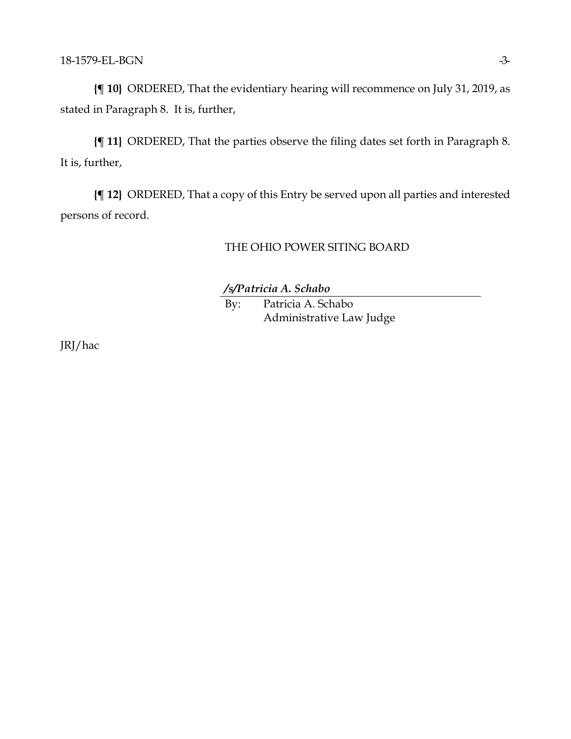**{¶ 10}** ORDERED, That the evidentiary hearing will recommence on July 31, 2019, as stated in Paragraph 8. It is, further,

**{¶ 11}** ORDERED, That the parties observe the filing dates set forth in Paragraph 8. It is, further,

**{¶ 12}** ORDERED, That a copy of this Entry be served upon all parties and interested persons of record.

THE OHIO POWER SITING BOARD

***/s/Patricia A. Schabo***

By: Patricia A. Schabo
Administrative Law Judge

JRJ/hac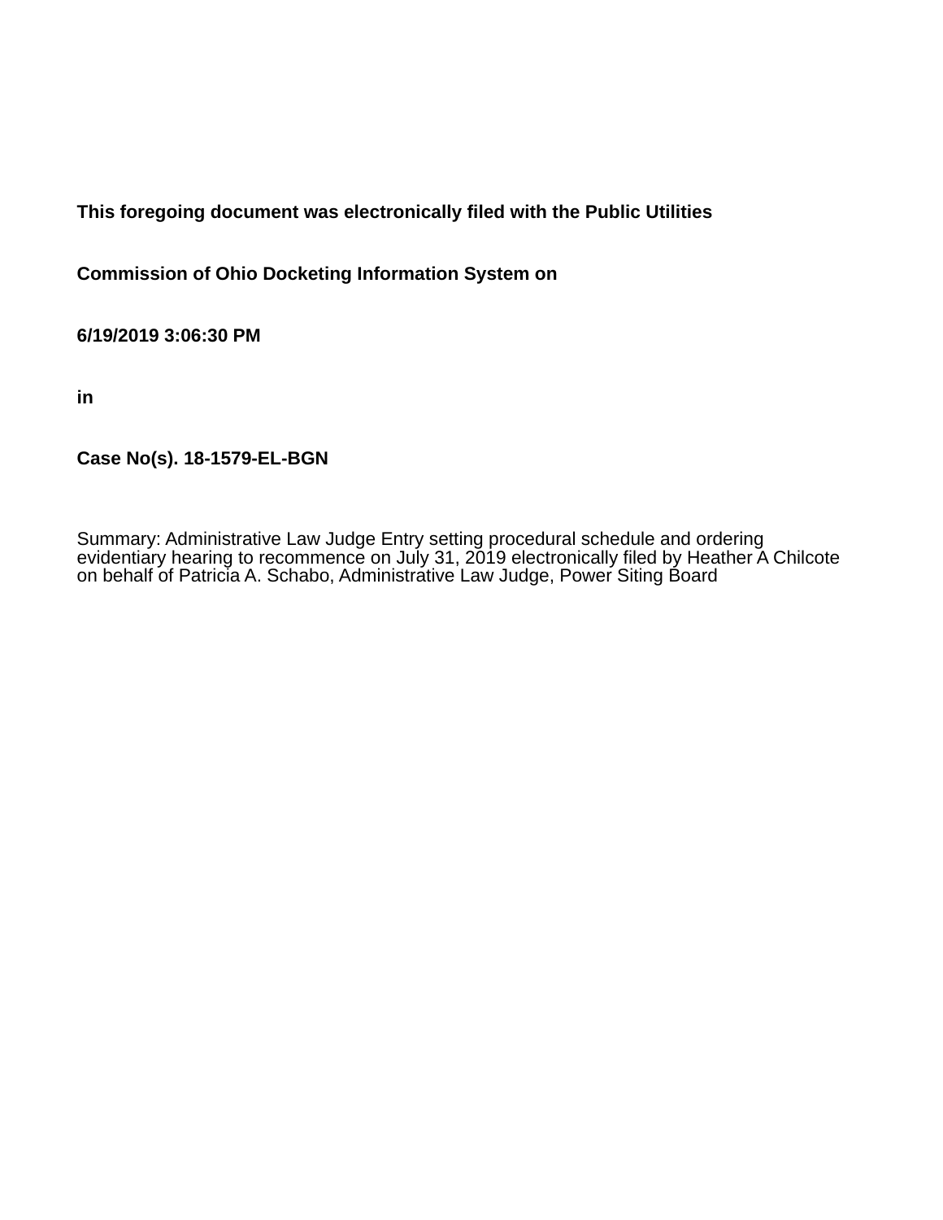**This foregoing document was electronically filed with the Public Utilities**

**Commission of Ohio Docketing Information System on**

**6/19/2019 3:06:30 PM**

**in**

**Case No(s). 18-1579-EL-BGN**

Summary: Administrative Law Judge Entry setting procedural schedule and ordering evidentiary hearing to recommence on July 31, 2019 electronically filed by Heather A Chilcote on behalf of Patricia A. Schabo, Administrative Law Judge, Power Siting Board